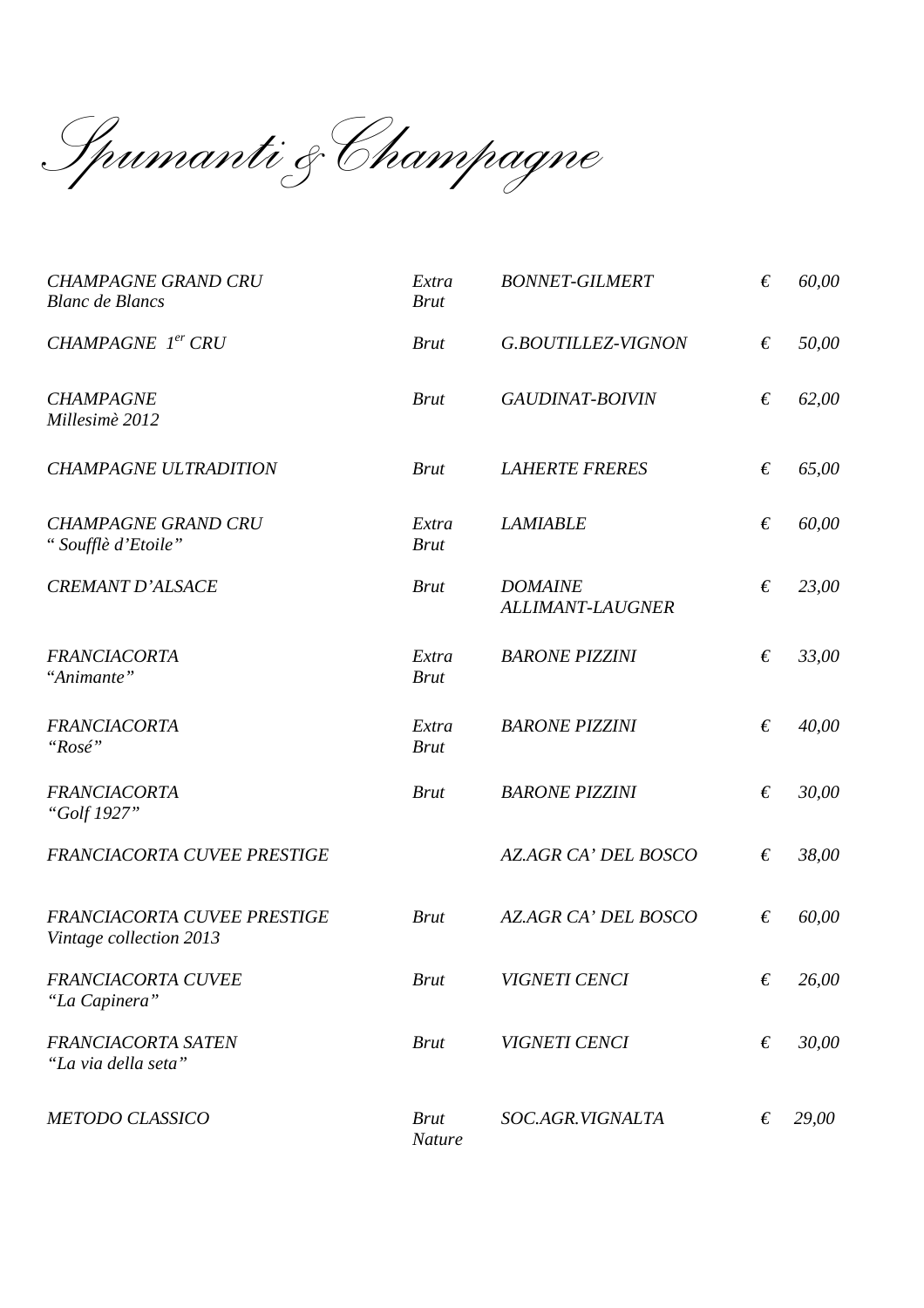# *Spumanti & Champagne*

| | | | | |
|---|---|---|---|---|
| *CHAMPAGNE GRAND CRU* <br> *Blanc de Blancs* | *Extra Brut* | *BONNET-GILMERT* | *€* | *60,00* |
| *CHAMPAGNE 1[er] CRU* | *Brut* | *G.BOUTILLEZ-VIGNON* | *€* | *50,00* |
| *CHAMPAGNE* <br> *Millesimè 2012* | *Brut* | *GAUDINAT-BOIVIN* | *€* | *62,00* |
| *CHAMPAGNE ULTRADITION* | *Brut* | *LAHERTE FRERES* | *€* | *65,00* |
| *CHAMPAGNE GRAND CRU* <br> *" Soufflè d'Etoile"* | *Extra Brut* | *LAMIABLE* | *€* | *60,00* |
| *CREMANT D'ALSACE* | *Brut* | *DOMAINE ALLIMANT-LAUGNER* | *€* | *23,00* |
| *FRANCIACORTA* <br> *"Animante"* | *Extra Brut* | *BARONE PIZZINI* | *€* | *33,00* |
| *FRANCIACORTA* <br> *"Rosé"* | *Extra Brut* | *BARONE PIZZINI* | *€* | *40,00* |
| *FRANCIACORTA* <br> *"Golf 1927"* | *Brut* | *BARONE PIZZINI* | *€* | *30,00* |
| *FRANCIACORTA CUVEE PRESTIGE* | | *AZ.AGR CA' DEL BOSCO* | *€* | *38,00* |
| *FRANCIACORTA CUVEE PRESTIGE* <br> *Vintage collection 2013* | *Brut* | *AZ.AGR CA' DEL BOSCO* | *€* | *60,00* |
| *FRANCIACORTA CUVEE* <br> *"La Capinera"* | *Brut* | *VIGNETI CENCI* | *€* | *26,00* |
| *FRANCIACORTA SATEN* <br> *"La via della seta"* | *Brut* | *VIGNETI CENCI* | *€* | *30,00* |
| *METODO CLASSICO* | *Brut Nature* | *SOC.AGR.VIGNALTA* | *€* | *29,00* |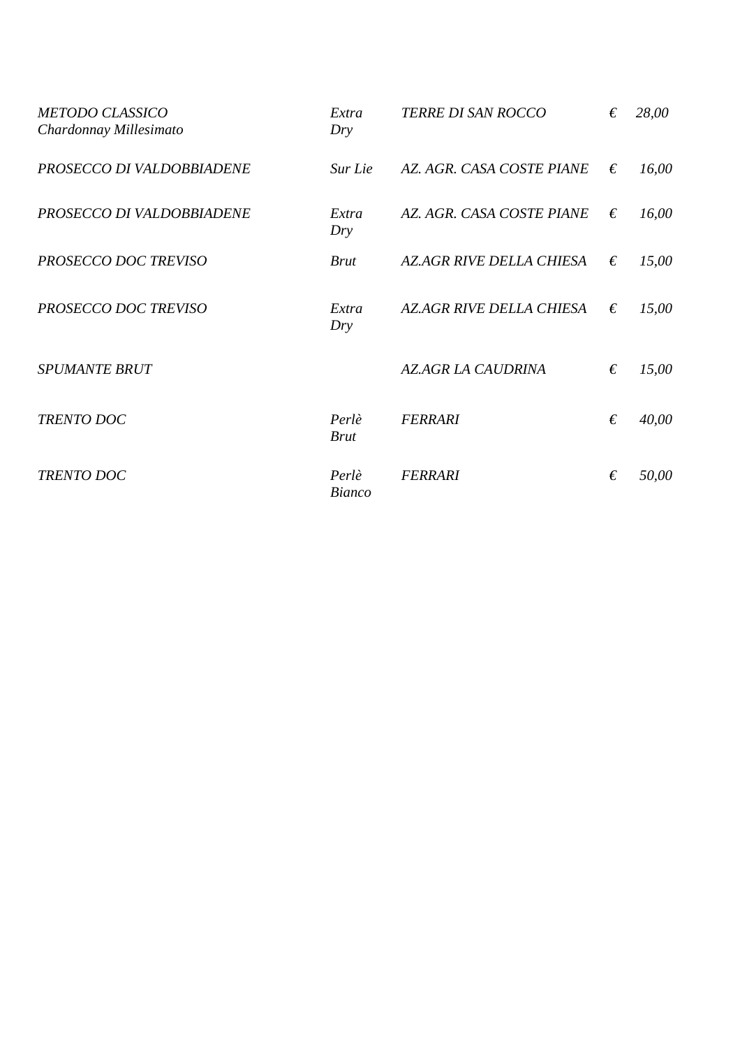| | | | | |
|---|---|---|---|---|
| *METODO CLASSICO Chardonnay Millesimato* | *Extra Dry* | *TERRE DI SAN ROCCO* | *€* | *28,00* |
| *PROSECCO DI VALDOBBIADENE* | *Sur Lie* | *AZ. AGR. CASA COSTE PIANE* | *€* | *16,00* |
| *PROSECCO DI VALDOBBIADENE* | *Extra Dry* | *AZ. AGR. CASA COSTE PIANE* | *€* | *16,00* |
| *PROSECCO DOC TREVISO* | *Brut* | *AZ.AGR RIVE DELLA CHIESA* | *€* | *15,00* |
| *PROSECCO DOC TREVISO* | *Extra Dry* | *AZ.AGR RIVE DELLA CHIESA* | *€* | *15,00* |
| *SPUMANTE BRUT* | | *AZ.AGR LA CAUDRINA* | *€* | *15,00* |
| *TRENTO DOC* | *Perlè Brut* | *FERRARI* | *€* | *40,00* |
| *TRENTO DOC* | *Perlè Bianco* | *FERRARI* | *€* | *50,00* |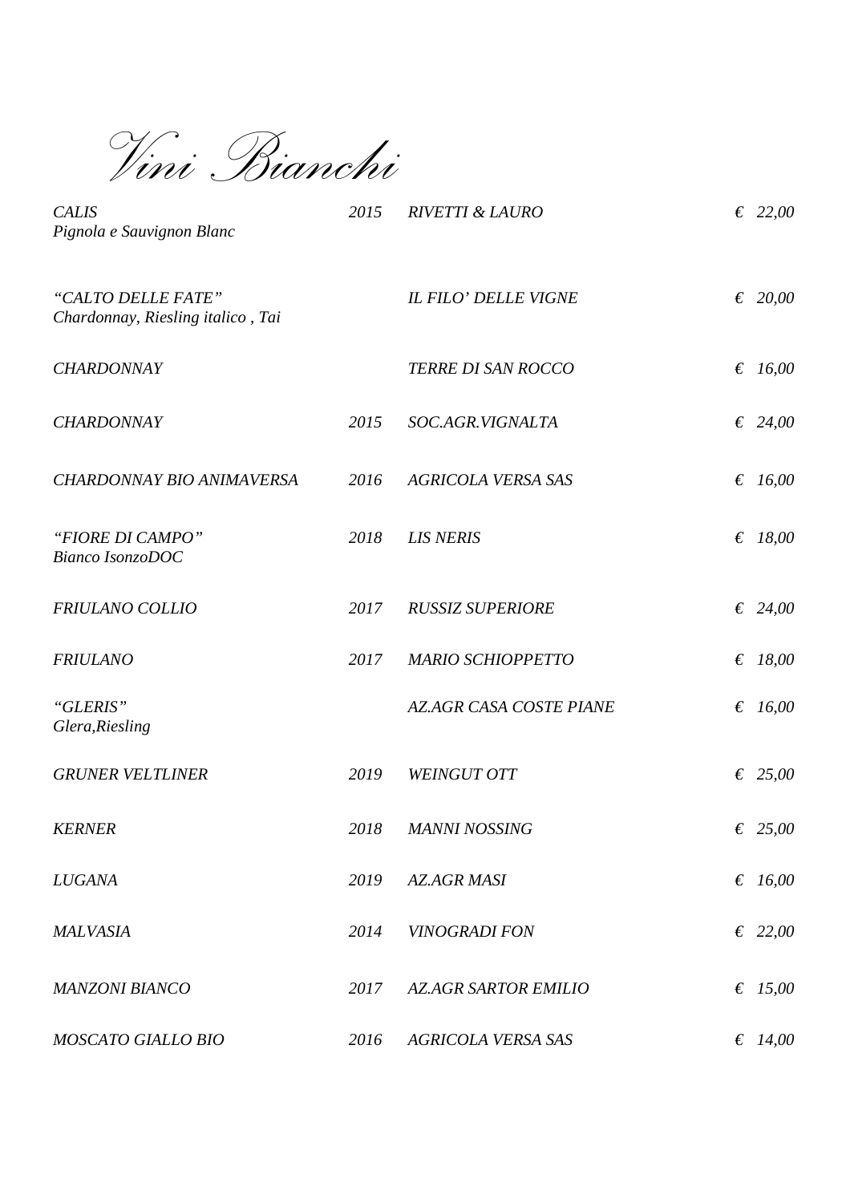# *Vini Bianchi*

| | | | |
|---|---|---|---|
| *CALIS*<br>*Pignola e Sauvignon Blanc* | *2015* | *RIVETTI & LAURO* | *€ 22,00* |
| *“CALTO DELLE FATE”*<br>*Chardonnay, Riesling italico , Tai* | | *IL FILO’ DELLE VIGNE* | *€ 20,00* |
| *CHARDONNAY* | | *TERRE DI SAN ROCCO* | *€ 16,00* |
| *CHARDONNAY* | *2015* | *SOC.AGR.VIGNALTA* | *€ 24,00* |
| *CHARDONNAY BIO ANIMAVERSA* | *2016* | *AGRICOLA VERSA SAS* | *€ 16,00* |
| *“FIORE DI CAMPO”*<br>*Bianco IsonzoDOC* | *2018* | *LIS NERIS* | *€ 18,00* |
| *FRIULANO COLLIO* | *2017* | *RUSSIZ SUPERIORE* | *€ 24,00* |
| *FRIULANO* | *2017* | *MARIO SCHIOPPETTO* | *€ 18,00* |
| *“GLERIS”*<br>*Glera,Riesling* | | *AZ.AGR CASA COSTE PIANE* | *€ 16,00* |
| *GRUNER VELTLINER* | *2019* | *WEINGUT OTT* | *€ 25,00* |
| *KERNER* | *2018* | *MANNI NOSSING* | *€ 25,00* |
| *LUGANA* | *2019* | *AZ.AGR MASI* | *€ 16,00* |
| *MALVASIA* | *2014* | *VINOGRADI FON* | *€ 22,00* |
| *MANZONI BIANCO* | *2017* | *AZ.AGR SARTOR EMILIO* | *€ 15,00* |
| *MOSCATO GIALLO BIO* | *2016* | *AGRICOLA VERSA SAS* | *€ 14,00* |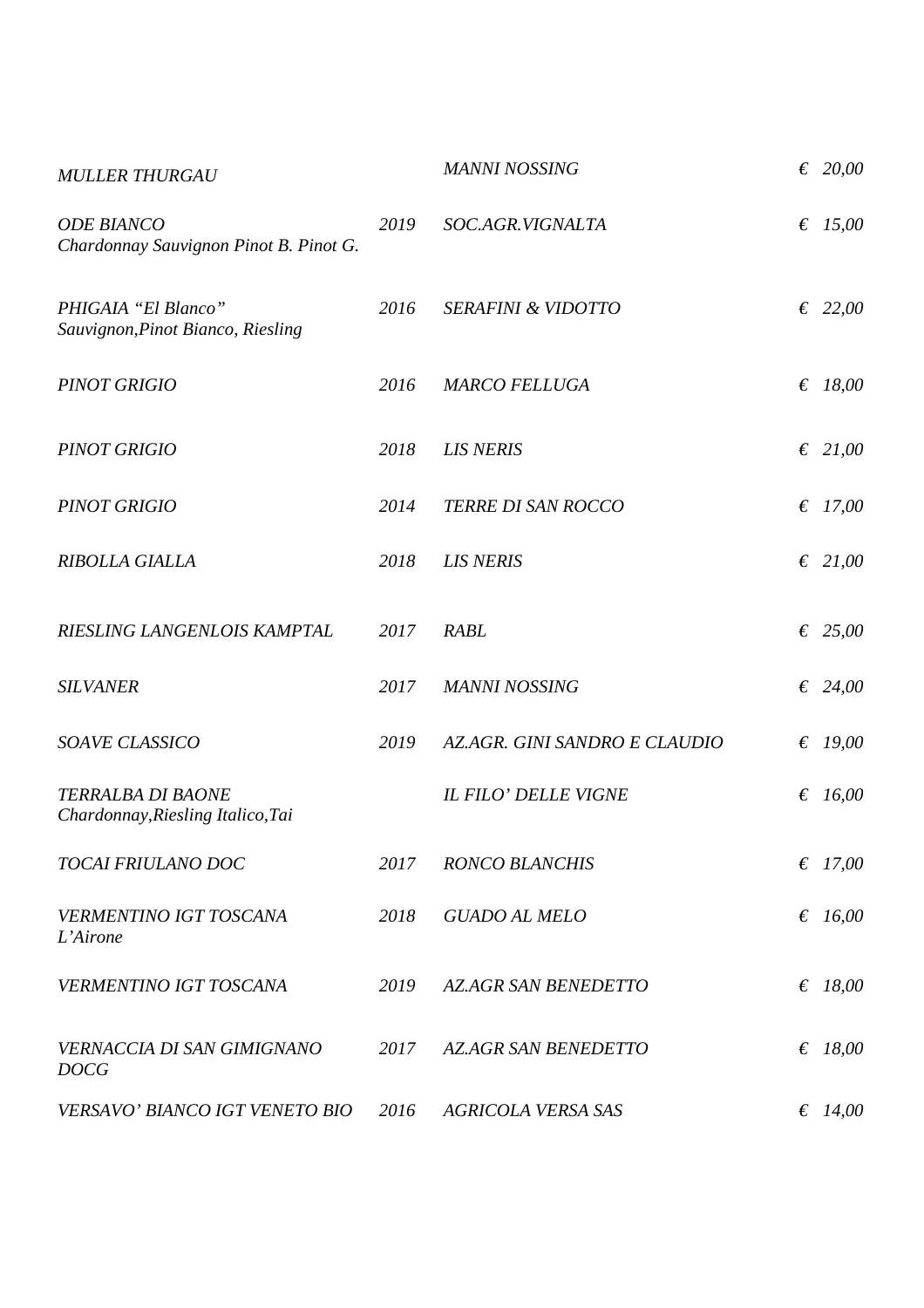| | | | |
|---|---|---|---|
| *MULLER THURGAU* | | *MANNI NOSSING* | *€ 20,00* |
| *ODE BIANCO*<br>*Chardonnay Sauvignon Pinot B. Pinot G.* | *2019* | *SOC.AGR.VIGNALTA* | *€ 15,00* |
| *PHIGAIA "El Blanco"*<br>*Sauvignon,Pinot Bianco, Riesling* | *2016* | *SERAFINI & VIDOTTO* | *€ 22,00* |
| *PINOT GRIGIO* | *2016* | *MARCO FELLUGA* | *€ 18,00* |
| *PINOT GRIGIO* | *2018* | *LIS NERIS* | *€ 21,00* |
| *PINOT GRIGIO* | *2014* | *TERRE DI SAN ROCCO* | *€ 17,00* |
| *RIBOLLA GIALLA* | *2018* | *LIS NERIS* | *€ 21,00* |
| *RIESLING LANGENLOIS KAMPTAL* | *2017* | *RABL* | *€ 25,00* |
| *SILVANER* | *2017* | *MANNI NOSSING* | *€ 24,00* |
| *SOAVE CLASSICO* | *2019* | *AZ.AGR. GINI SANDRO E CLAUDIO* | *€ 19,00* |
| *TERRALBA DI BAONE*<br>*Chardonnay,Riesling Italico,Tai* | | *IL FILO' DELLE VIGNE* | *€ 16,00* |
| *TOCAI FRIULANO DOC* | *2017* | *RONCO BLANCHIS* | *€ 17,00* |
| *VERMENTINO IGT TOSCANA*<br>*L'Airone* | *2018* | *GUADO AL MELO* | *€ 16,00* |
| *VERMENTINO IGT TOSCANA* | *2019* | *AZ.AGR SAN BENEDETTO* | *€ 18,00* |
| *VERNACCIA DI SAN GIMIGNANO DOCG* | *2017* | *AZ.AGR SAN BENEDETTO* | *€ 18,00* |
| *VERSAVO' BIANCO IGT VENETO BIO* | *2016* | *AGRICOLA VERSA SAS* | *€ 14,00* |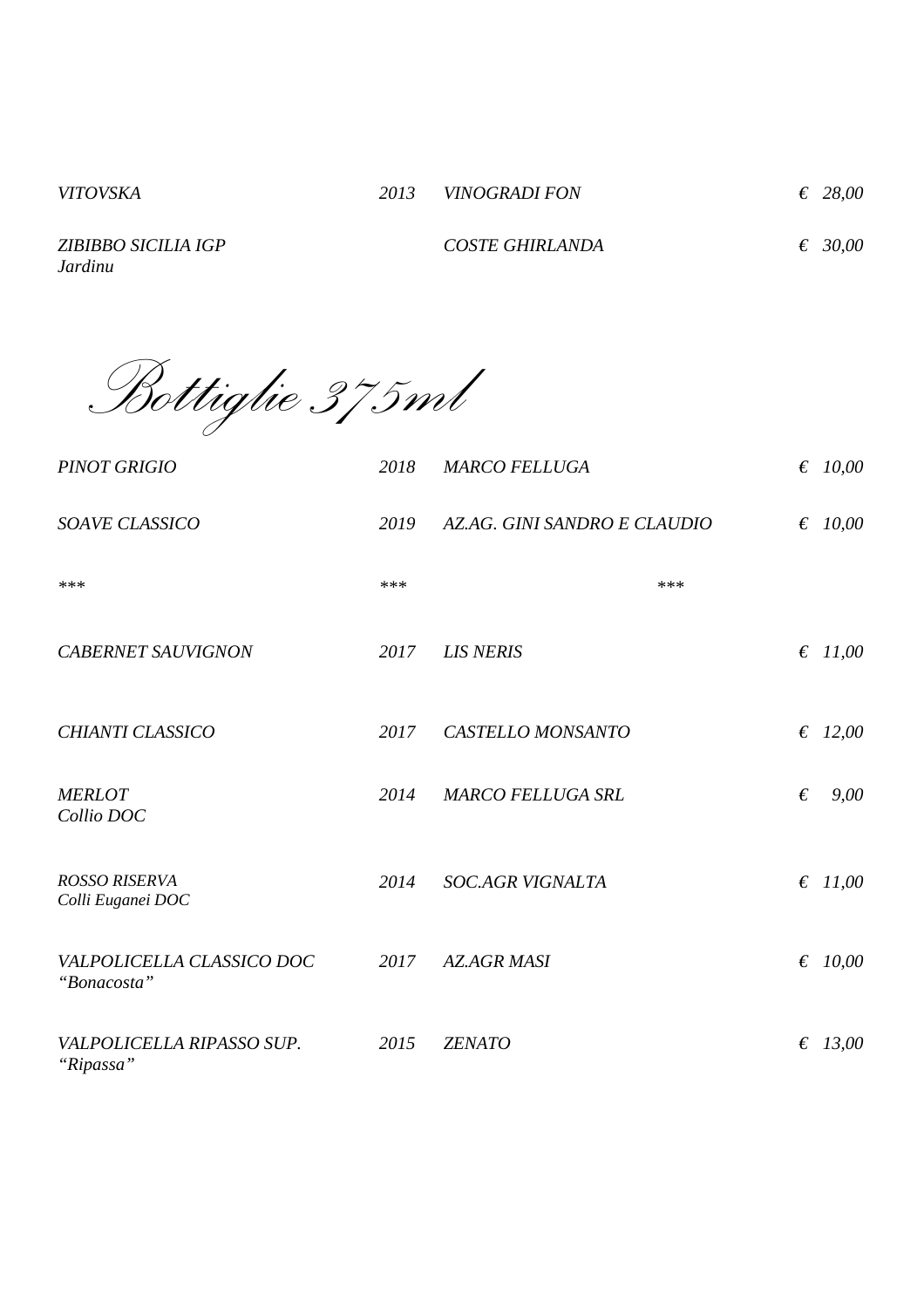| | | | |
|---|---|---|---|
| *VITOVSKA* | *2013* | *VINOGRADI FON* | *€ 28,00* |
| *ZIBIBBO SICILIA IGP*<br>*Jardinu* | | *COSTE GHIRLANDA* | *€ 30,00* |

## *Bottiglie 375ml*

| | | | |
|---|---|---|---|
| *PINOT GRIGIO* | *2018* | *MARCO FELLUGA* | *€ 10,00* |
| *SOAVE CLASSICO* | *2019* | *AZ.AG. GINI SANDRO E CLAUDIO* | *€ 10,00* |
| *** | *** | *** | |
| *CABERNET SAUVIGNON* | *2017* | *LIS NERIS* | *€ 11,00* |
| *CHIANTI CLASSICO* | *2017* | *CASTELLO MONSANTO* | *€ 12,00* |
| *MERLOT*<br>*Collio DOC* | *2014* | *MARCO FELLUGA SRL* | *€ 9,00* |
| *ROSSO RISERVA*<br>*Colli Euganei DOC* | *2014* | *SOC.AGR VIGNALTA* | *€ 11,00* |
| *VALPOLICELLA CLASSICO DOC*<br>*"Bonacosta"* | *2017* | *AZ.AGR MASI* | *€ 10,00* |
| *VALPOLICELLA RIPASSO SUP.*<br>*"Ripassa"* | *2015* | *ZENATO* | *€ 13,00* |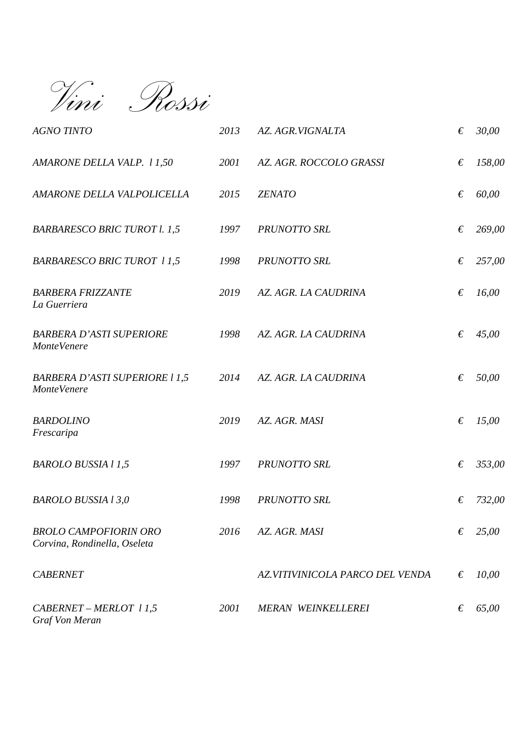# *Vini Rossi*

| | | | |
|---|---|---|---|
| *AGNO TINTO* | *2013* | *AZ. AGR.VIGNALTA* | *€ 30,00* |
| *AMARONE DELLA VALP. l 1,50* | *2001* | *AZ. AGR. ROCCOLO GRASSI* | *€ 158,00* |
| *AMARONE DELLA VALPOLICELLA* | *2015* | *ZENATO* | *€ 60,00* |
| *BARBARESCO BRIC TUROT l. 1,5* | *1997* | *PRUNOTTO SRL* | *€ 269,00* |
| *BARBARESCO BRIC TUROT l 1,5* | *1998* | *PRUNOTTO SRL* | *€ 257,00* |
| *BARBERA FRIZZANTE*<br>*La Guerriera* | *2019* | *AZ. AGR. LA CAUDRINA* | *€ 16,00* |
| *BARBERA D'ASTI SUPERIORE*<br>*MonteVenere* | *1998* | *AZ. AGR. LA CAUDRINA* | *€ 45,00* |
| *BARBERA D'ASTI SUPERIORE l 1,5*<br>*MonteVenere* | *2014* | *AZ. AGR. LA CAUDRINA* | *€ 50,00* |
| *BARDOLINO*<br>*Frescaripa* | *2019* | *AZ. AGR. MASI* | *€ 15,00* |
| *BAROLO BUSSIA l 1,5* | *1997* | *PRUNOTTO SRL* | *€ 353,00* |
| *BAROLO BUSSIA l 3,0* | *1998* | *PRUNOTTO SRL* | *€ 732,00* |
| *BROLO CAMPOFIORIN ORO*<br>*Corvina, Rondinella, Oseleta* | *2016* | *AZ. AGR. MASI* | *€ 25,00* |
| *CABERNET* | | *AZ.VITIVINICOLA PARCO DEL VENDA* | *€ 10,00* |
| *CABERNET – MERLOT l 1,5*<br>*Graf Von Meran* | *2001* | *MERAN WEINKELLEREI* | *€ 65,00* |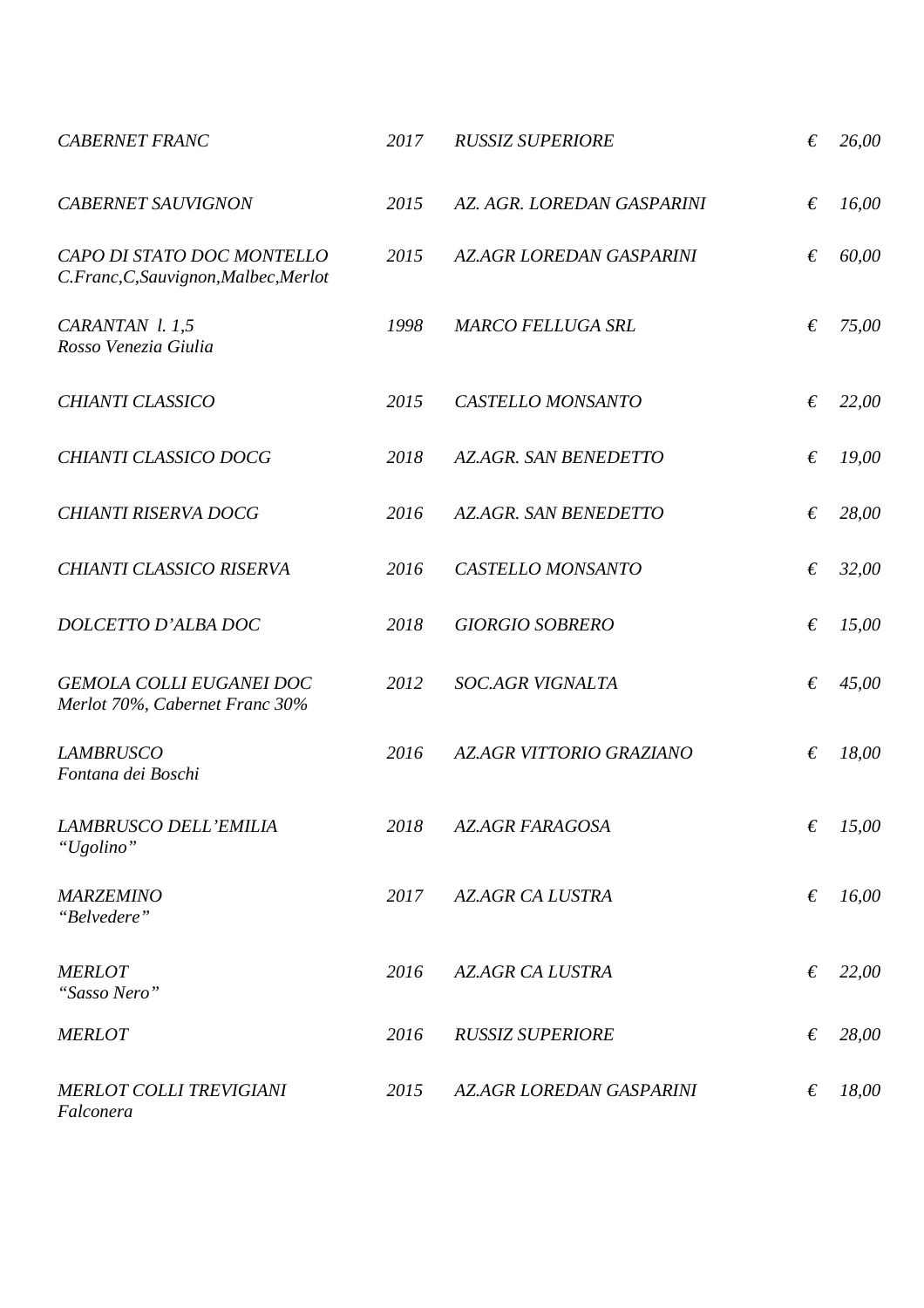| | | | |
|---|---|---|---|
| *CABERNET FRANC* | *2017* | *RUSSIZ SUPERIORE* | *€ 26,00* |
| *CABERNET SAUVIGNON* | *2015* | *AZ. AGR. LOREDAN GASPARINI* | *€ 16,00* |
| *CAPO DI STATO DOC MONTELLO*<br>*C.Franc,C,Sauvignon,Malbec,Merlot* | *2015* | *AZ.AGR LOREDAN GASPARINI* | *€ 60,00* |
| *CARANTAN l. 1,5*<br>*Rosso Venezia Giulia* | *1998* | *MARCO FELLUGA SRL* | *€ 75,00* |
| *CHIANTI CLASSICO* | *2015* | *CASTELLO MONSANTO* | *€ 22,00* |
| *CHIANTI CLASSICO DOCG* | *2018* | *AZ.AGR. SAN BENEDETTO* | *€ 19,00* |
| *CHIANTI RISERVA DOCG* | *2016* | *AZ.AGR. SAN BENEDETTO* | *€ 28,00* |
| *CHIANTI CLASSICO RISERVA* | *2016* | *CASTELLO MONSANTO* | *€ 32,00* |
| *DOLCETTO D'ALBA DOC* | *2018* | *GIORGIO SOBRERO* | *€ 15,00* |
| *GEMOLA COLLI EUGANEI DOC*<br>*Merlot 70%, Cabernet Franc 30%* | *2012* | *SOC.AGR VIGNALTA* | *€ 45,00* |
| *LAMBRUSCO*<br>*Fontana dei Boschi* | *2016* | *AZ.AGR VITTORIO GRAZIANO* | *€ 18,00* |
| *LAMBRUSCO DELL'EMILIA*<br>*"Ugolino"* | *2018* | *AZ.AGR FARAGOSA* | *€ 15,00* |
| *MARZEMINO*<br>*"Belvedere"* | *2017* | *AZ.AGR CA LUSTRA* | *€ 16,00* |
| *MERLOT*<br>*"Sasso Nero"* | *2016* | *AZ.AGR CA LUSTRA* | *€ 22,00* |
| *MERLOT* | *2016* | *RUSSIZ SUPERIORE* | *€ 28,00* |
| *MERLOT COLLI TREVIGIANI*<br>*Falconera* | *2015* | *AZ.AGR LOREDAN GASPARINI* | *€ 18,00* |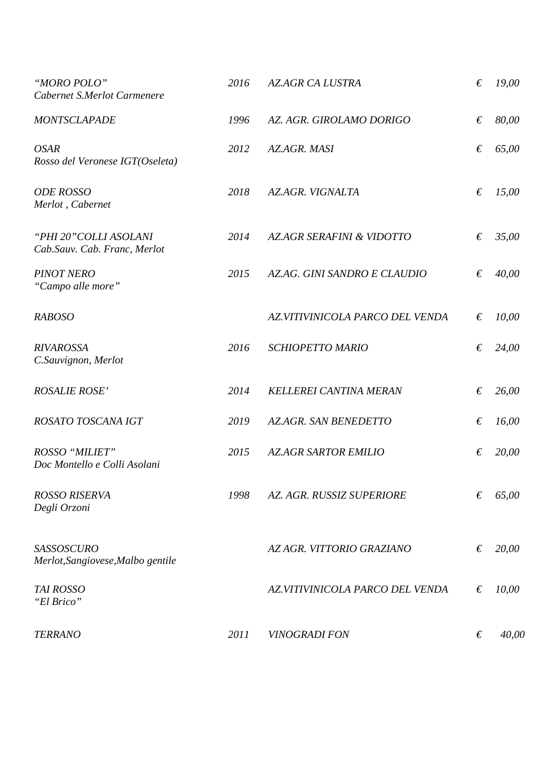| | | | | |
|---|---|---|---|---|
| *"MORO POLO"*<br>*Cabernet S.Merlot Carmenere* | *2016* | *AZ.AGR CA LUSTRA* | *€* | *19,00* |
| *MONTSCLAPADE* | *1996* | *AZ. AGR. GIROLAMO DORIGO* | *€* | *80,00* |
| *OSAR*<br>*Rosso del Veronese IGT(Oseleta)* | *2012* | *AZ.AGR. MASI* | *€* | *65,00* |
| *ODE ROSSO*<br>*Merlot , Cabernet* | *2018* | *AZ.AGR. VIGNALTA* | *€* | *15,00* |
| *"PHI 20"COLLI ASOLANI*<br>*Cab.Sauv. Cab. Franc, Merlot* | *2014* | *AZ.AGR SERAFINI & VIDOTTO* | *€* | *35,00* |
| *PINOT NERO*<br>*"Campo alle more"* | *2015* | *AZ.AG. GINI SANDRO E CLAUDIO* | *€* | *40,00* |
| *RABOSO* | | *AZ.VITIVINICOLA PARCO DEL VENDA* | *€* | *10,00* |
| *RIVAROSSA*<br>*C.Sauvignon, Merlot* | *2016* | *SCHIOPETTO MARIO* | *€* | *24,00* |
| *ROSALIE ROSE'* | *2014* | *KELLEREI CANTINA MERAN* | *€* | *26,00* |
| *ROSATO TOSCANA IGT* | *2019* | *AZ.AGR. SAN BENEDETTO* | *€* | *16,00* |
| *ROSSO "MILIET"*<br>*Doc Montello e Colli Asolani* | *2015* | *AZ.AGR SARTOR EMILIO* | *€* | *20,00* |
| *ROSSO RISERVA*<br>*Degli Orzoni* | *1998* | *AZ. AGR. RUSSIZ SUPERIORE* | *€* | *65,00* |
| *SASSOSCURO*<br>*Merlot,Sangiovese,Malbo gentile* | | *AZ AGR. VITTORIO GRAZIANO* | *€* | *20,00* |
| *TAI ROSSO*<br>*"El Brico"* | | *AZ.VITIVINICOLA PARCO DEL VENDA* | *€* | *10,00* |
| *TERRANO* | *2011* | *VINOGRADI FON* | *€* | *40,00* |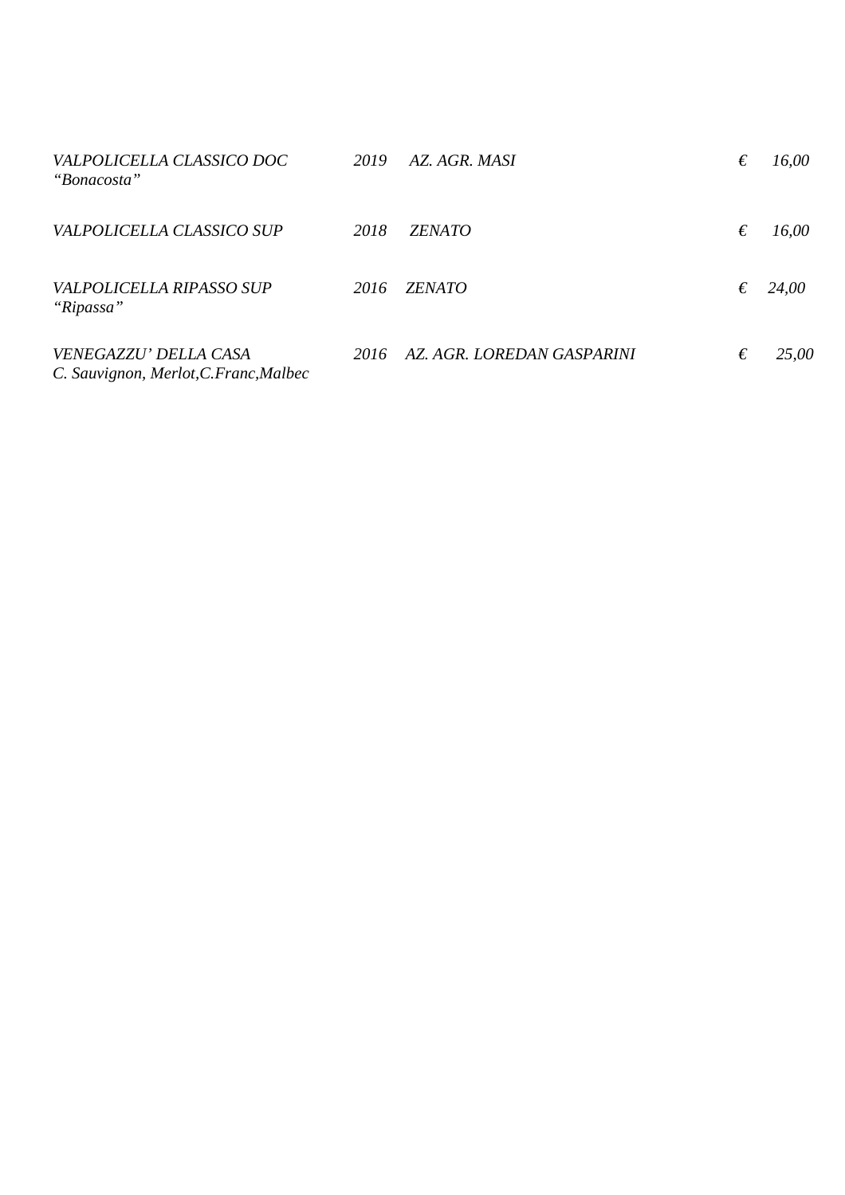| | | | |
|---|---|---|---|
| *VALPOLICELLA CLASSICO DOC “Bonacosta”* | *2019* | *AZ. AGR. MASI* | *€ 16,00* |
| *VALPOLICELLA CLASSICO SUP* | *2018* | *ZENATO* | *€ 16,00* |
| *VALPOLICELLA RIPASSO SUP “Ripassa”* | *2016* | *ZENATO* | *€ 24,00* |
| *VENEGAZZU’ DELLA CASA C. Sauvignon, Merlot,C.Franc,Malbec* | *2016* | *AZ. AGR. LOREDAN GASPARINI* | *€ 25,00* |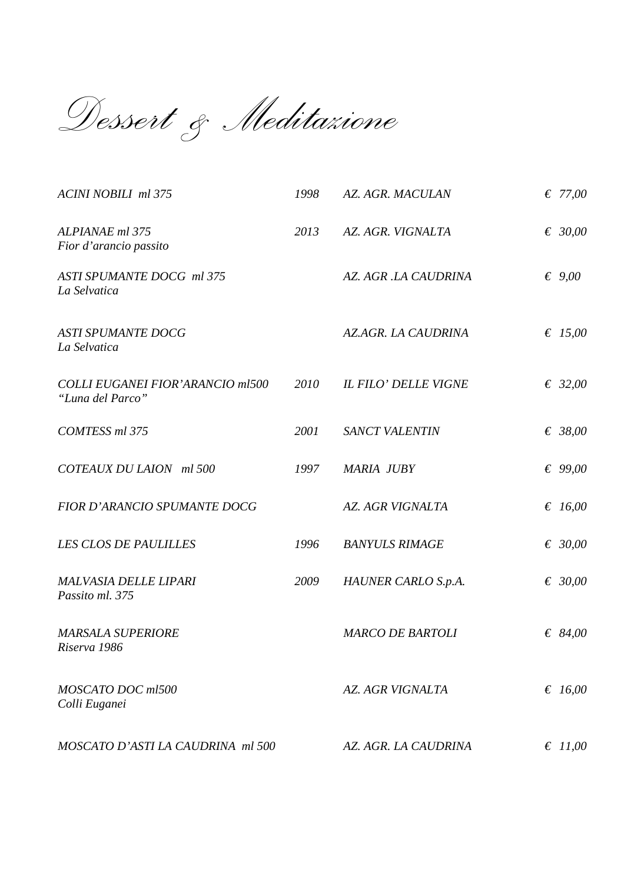# *Dessert & Meditazione*

| | | | |
|---|---|---|---|
| *ACINI NOBILI ml 375* | *1998* | *AZ. AGR. MACULAN* | *€ 77,00* |
| *ALPIANAE ml 375*<br>*Fior d'arancio passito* | *2013* | *AZ. AGR. VIGNALTA* | *€ 30,00* |
| *ASTI SPUMANTE DOCG ml 375*<br>*La Selvatica* | | *AZ. AGR .LA CAUDRINA* | *€ 9,00* |
| *ASTI SPUMANTE DOCG*<br>*La Selvatica* | | *AZ.AGR. LA CAUDRINA* | *€ 15,00* |
| *COLLI EUGANEI FIOR'ARANCIO ml500*<br>*"Luna del Parco"* | *2010* | *IL FILO' DELLE VIGNE* | *€ 32,00* |
| *COMTESS ml 375* | *2001* | *SANCT VALENTIN* | *€ 38,00* |
| *COTEAUX DU LAION ml 500* | *1997* | *MARIA JUBY* | *€ 99,00* |
| *FIOR D'ARANCIO SPUMANTE DOCG* | | *AZ. AGR VIGNALTA* | *€ 16,00* |
| *LES CLOS DE PAULILLES* | *1996* | *BANYULS RIMAGE* | *€ 30,00* |
| *MALVASIA DELLE LIPARI*<br>*Passito ml. 375* | *2009* | *HAUNER CARLO S.p.A.* | *€ 30,00* |
| *MARSALA SUPERIORE*<br>*Riserva 1986* | | *MARCO DE BARTOLI* | *€ 84,00* |
| *MOSCATO DOC ml500*<br>*Colli Euganei* | | *AZ. AGR VIGNALTA* | *€ 16,00* |
| *MOSCATO D'ASTI LA CAUDRINA ml 500* | | *AZ. AGR. LA CAUDRINA* | *€ 11,00* |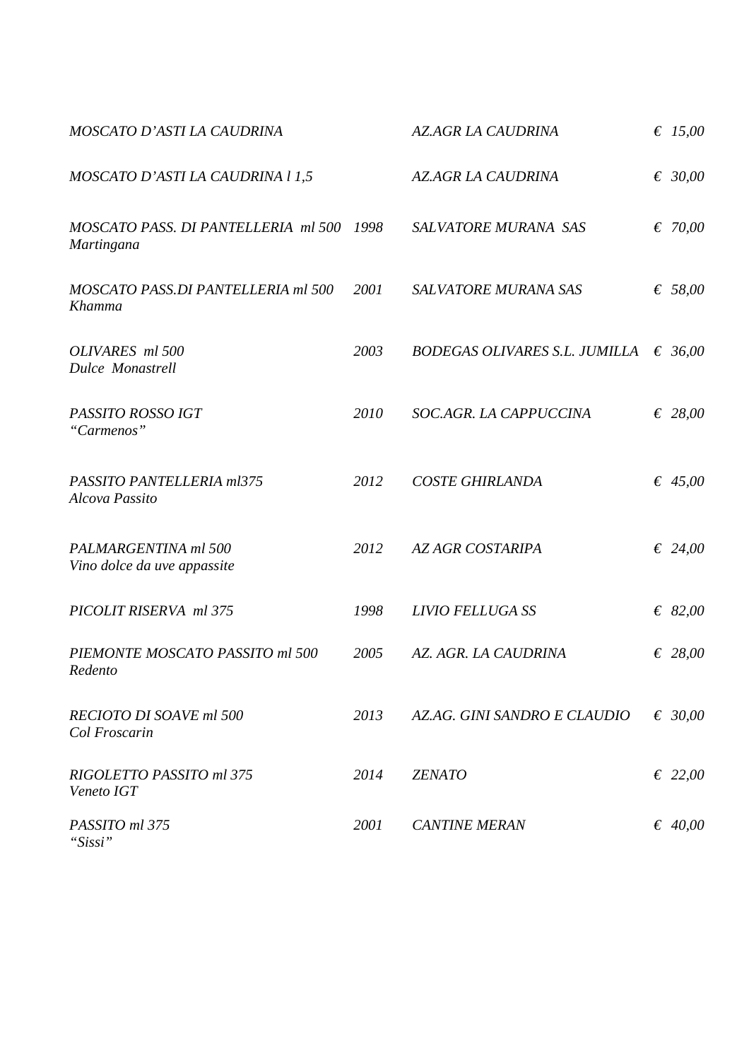| | | | |
|---|---|---|---|
| *MOSCATO D'ASTI LA CAUDRINA* | | *AZ.AGR LA CAUDRINA* | *€ 15,00* |
| *MOSCATO D'ASTI LA CAUDRINA l 1,5* | | *AZ.AGR LA CAUDRINA* | *€ 30,00* |
| *MOSCATO PASS. DI PANTELLERIA ml 500*<br>*Martingana* | *1998* | *SALVATORE MURANA SAS* | *€ 70,00* |
| *MOSCATO PASS.DI PANTELLERIA ml 500*<br>*Khamma* | *2001* | *SALVATORE MURANA SAS* | *€ 58,00* |
| *OLIVARES ml 500*<br>*Dulce Monastrell* | *2003* | *BODEGAS OLIVARES S.L. JUMILLA* | *€ 36,00* |
| *PASSITO ROSSO IGT*<br>*"Carmenos"* | *2010* | *SOC.AGR. LA CAPPUCCINA* | *€ 28,00* |
| *PASSITO PANTELLERIA ml375*<br>*Alcova Passito* | *2012* | *COSTE GHIRLANDA* | *€ 45,00* |
| *PALMARGENTINA ml 500*<br>*Vino dolce da uve appassite* | *2012* | *AZ AGR COSTARIPA* | *€ 24,00* |
| *PICOLIT RISERVA ml 375* | *1998* | *LIVIO FELLUGA SS* | *€ 82,00* |
| *PIEMONTE MOSCATO PASSITO ml 500*<br>*Redento* | *2005* | *AZ. AGR. LA CAUDRINA* | *€ 28,00* |
| *RECIOTO DI SOAVE ml 500*<br>*Col Froscarin* | *2013* | *AZ.AG. GINI SANDRO E CLAUDIO* | *€ 30,00* |
| *RIGOLETTO PASSITO ml 375*<br>*Veneto IGT* | *2014* | *ZENATO* | *€ 22,00* |
| *PASSITO ml 375*<br>*"Sissi"* | *2001* | *CANTINE MERAN* | *€ 40,00* |